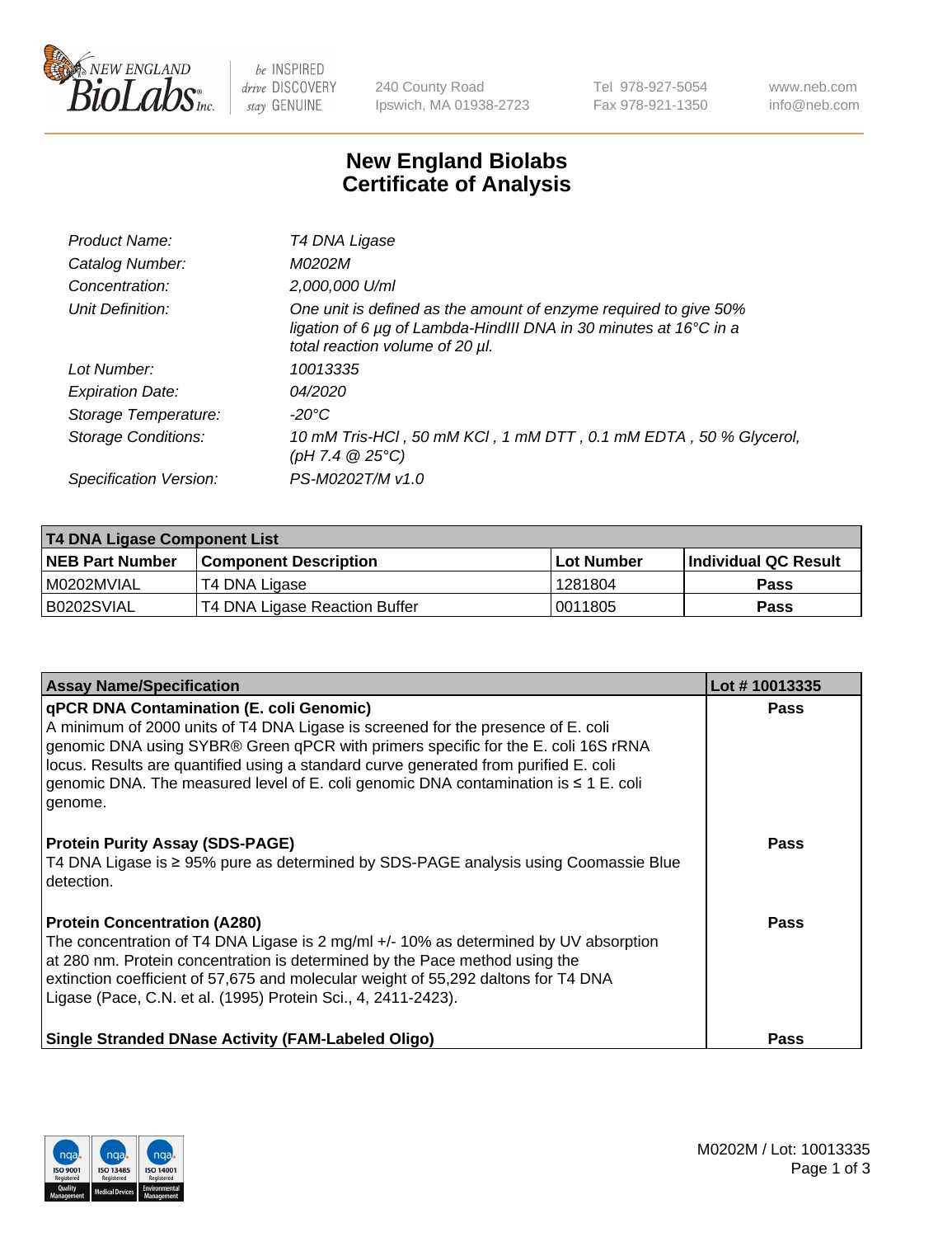# New England Biolabs
# Certificate of Analysis

| | |
|---|---|
| *Product Name:* | *T4 DNA Ligase* |
| *Catalog Number:* | *M0202M* |
| *Concentration:* | *2,000,000 U/ml* |
| *Unit Definition:* | *One unit is defined as the amount of enzyme required to give 50% ligation of 6 µg of Lambda-HindIII DNA in 30 minutes at 16°C in a total reaction volume of 20 µl.* |
| *Lot Number:* | *10013335* |
| *Expiration Date:* | *04/2020* |
| *Storage Temperature:* | *-20°C* |
| *Storage Conditions:* | *10 mM Tris-HCl , 50 mM KCl , 1 mM DTT , 0.1 mM EDTA , 50 % Glycerol, (pH 7.4 @ 25°C)* |
| *Specification Version:* | *PS-M0202T/M v1.0* |

**T4 DNA Ligase Component List**

| NEB Part Number | Component Description | Lot Number | Individual QC Result |
|---|---|---|---|
| M0202MVIAL | T4 DNA Ligase | 1281804 | Pass |
| B0202SVIAL | T4 DNA Ligase Reaction Buffer | 0011805 | Pass |

| Assay Name/Specification | Lot # 10013335 |
|---|---|
| **qPCR DNA Contamination (E. coli Genomic)** A minimum of 2000 units of T4 DNA Ligase is screened for the presence of E. coli genomic DNA using SYBR® Green qPCR with primers specific for the E. coli 16S rRNA locus. Results are quantified using a standard curve generated from purified E. coli genomic DNA. The measured level of E. coli genomic DNA contamination is ≤ 1 E. coli genome. | Pass |
| **Protein Purity Assay (SDS-PAGE)** T4 DNA Ligase is ≥ 95% pure as determined by SDS-PAGE analysis using Coomassie Blue detection. | Pass |
| **Protein Concentration (A280)** The concentration of T4 DNA Ligase is 2 mg/ml +/- 10% as determined by UV absorption at 280 nm. Protein concentration is determined by the Pace method using the extinction coefficient of 57,675 and molecular weight of 55,292 daltons for T4 DNA Ligase (Pace, C.N. et al. (1995) Protein Sci., 4, 2411-2423). | Pass |
| **Single Stranded DNase Activity (FAM-Labeled Oligo)** | Pass |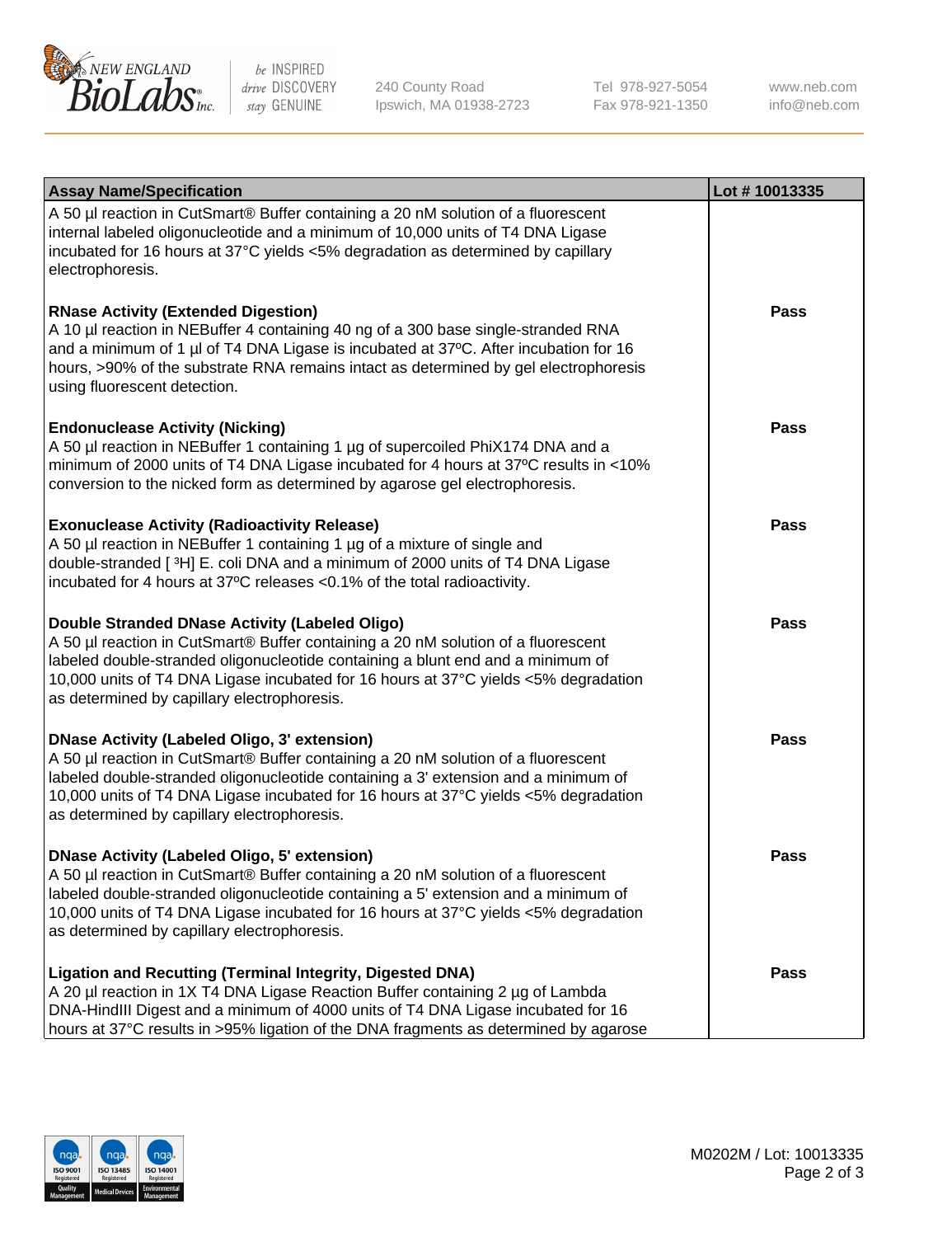| Assay Name/Specification | Lot # 10013335 |
| --- | --- |
| A 50 µl reaction in CutSmart® Buffer containing a 20 nM solution of a fluorescent internal labeled oligonucleotide and a minimum of 10,000 units of T4 DNA Ligase incubated for 16 hours at 37°C yields <5% degradation as determined by capillary electrophoresis. | |
| **RNase Activity (Extended Digestion)**<br>A 10 µl reaction in NEBuffer 4 containing 40 ng of a 300 base single-stranded RNA and a minimum of 1 µl of T4 DNA Ligase is incubated at 37ºC. After incubation for 16 hours, >90% of the substrate RNA remains intact as determined by gel electrophoresis using fluorescent detection. | **Pass** |
| **Endonuclease Activity (Nicking)**<br>A 50 µl reaction in NEBuffer 1 containing 1 µg of supercoiled PhiX174 DNA and a minimum of 2000 units of T4 DNA Ligase incubated for 4 hours at 37ºC results in <10% conversion to the nicked form as determined by agarose gel electrophoresis. | **Pass** |
| **Exonuclease Activity (Radioactivity Release)**<br>A 50 µl reaction in NEBuffer 1 containing 1 µg of a mixture of single and double-stranded [ $^3$H] E. coli DNA and a minimum of 2000 units of T4 DNA Ligase incubated for 4 hours at 37ºC releases <0.1% of the total radioactivity. | **Pass** |
| **Double Stranded DNase Activity (Labeled Oligo)**<br>A 50 µl reaction in CutSmart® Buffer containing a 20 nM solution of a fluorescent labeled double-stranded oligonucleotide containing a blunt end and a minimum of 10,000 units of T4 DNA Ligase incubated for 16 hours at 37°C yields <5% degradation as determined by capillary electrophoresis. | **Pass** |
| **DNase Activity (Labeled Oligo, 3' extension)**<br>A 50 µl reaction in CutSmart® Buffer containing a 20 nM solution of a fluorescent labeled double-stranded oligonucleotide containing a 3' extension and a minimum of 10,000 units of T4 DNA Ligase incubated for 16 hours at 37°C yields <5% degradation as determined by capillary electrophoresis. | **Pass** |
| **DNase Activity (Labeled Oligo, 5' extension)**<br>A 50 µl reaction in CutSmart® Buffer containing a 20 nM solution of a fluorescent labeled double-stranded oligonucleotide containing a 5' extension and a minimum of 10,000 units of T4 DNA Ligase incubated for 16 hours at 37°C yields <5% degradation as determined by capillary electrophoresis. | **Pass** |
| **Ligation and Recutting (Terminal Integrity, Digested DNA)**<br>A 20 µl reaction in 1X T4 DNA Ligase Reaction Buffer containing 2 µg of Lambda DNA-HindIII Digest and a minimum of 4000 units of T4 DNA Ligase incubated for 16 hours at 37°C results in >95% ligation of the DNA fragments as determined by agarose | **Pass** |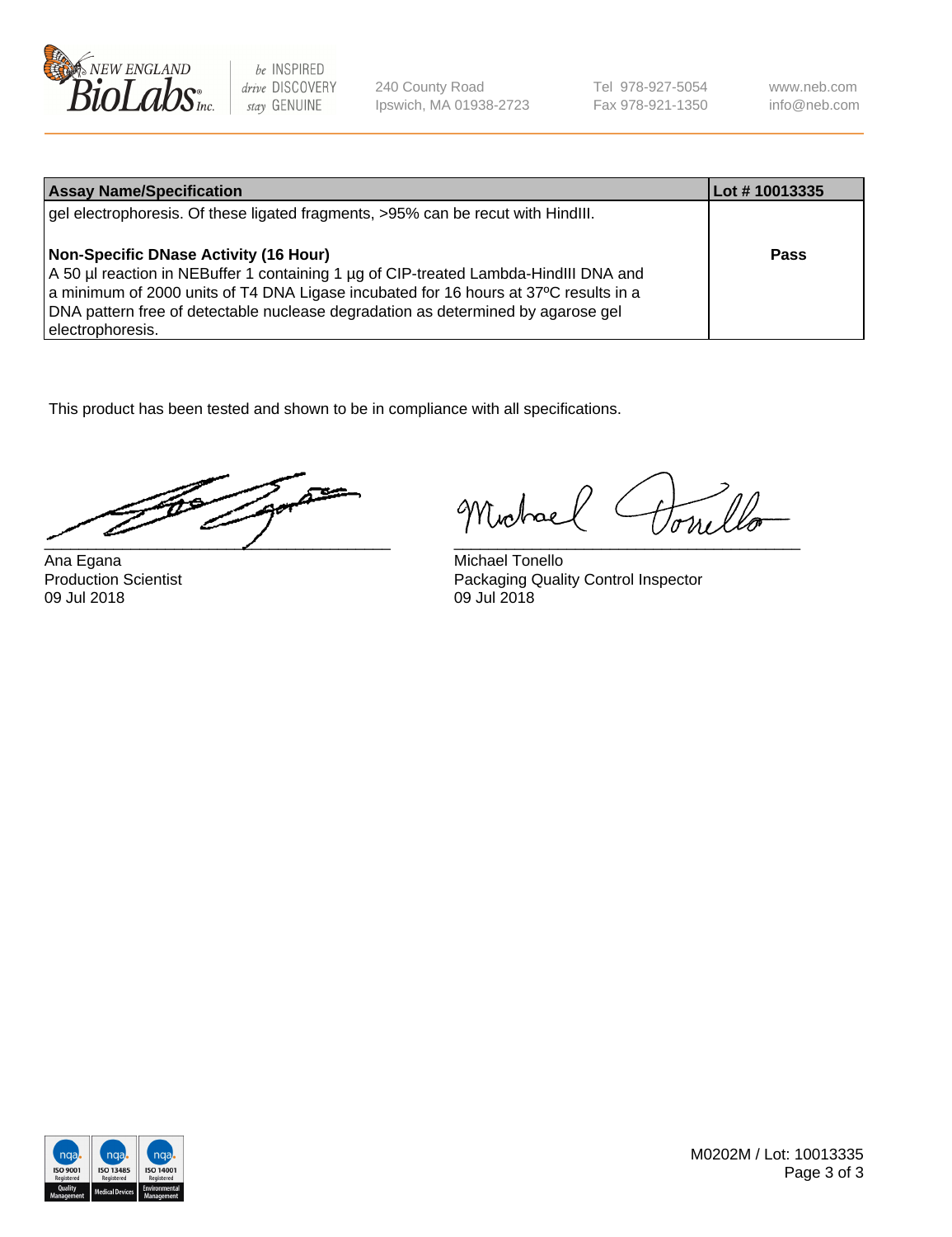| Assay Name/Specification | Lot # 10013335 |
| --- | --- |
| gel electrophoresis. Of these ligated fragments, >95% can be recut with HindIII. | |
| **Non-Specific DNase Activity (16 Hour)**<br>A 50 µl reaction in NEBuffer 1 containing 1 µg of CIP-treated Lambda-HindIII DNA and a minimum of 2000 units of T4 DNA Ligase incubated for 16 hours at 37ºC results in a DNA pattern free of detectable nuclease degradation as determined by agarose gel electrophoresis. | **Pass** |

This product has been tested and shown to be in compliance with all specifications.

Ana Egana
Production Scientist
09 Jul 2018

Michael Tonello
Packaging Quality Control Inspector
09 Jul 2018

M0202M / Lot: 10013335